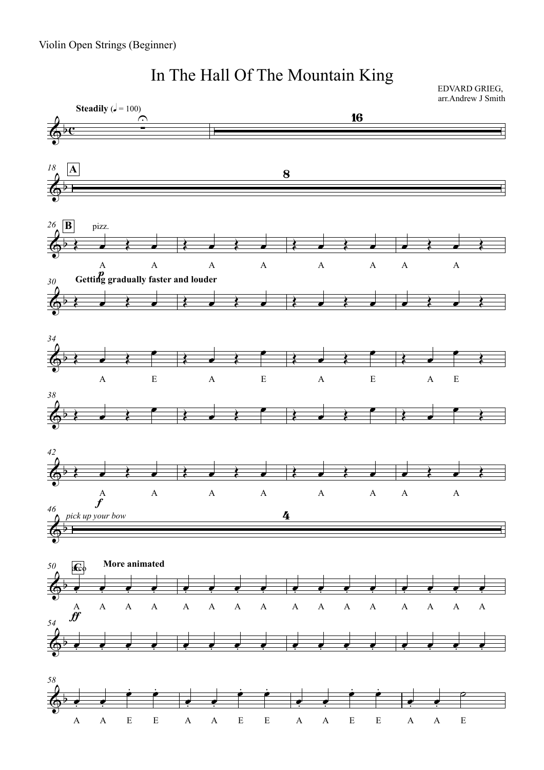Violin Open Strings (Beginner)

# In The Hall Of The Mountain King

EDVARD GRIEG,
arr.Andrew J Smith

**Steadily** (♩ = 100)

16

18 **A**

8

26 **B** pizz.

A A A A A A A A

*p*

30 **Getting gradually faster and louder**

34

A E A E A E A E

38

42

A A A A A A A A

*f*

46 *pick up your bow*

4

50 **C** arco **More animated**

A A A A A A A A A A A A A A A A

*ff*

54

58

A A E E A A E E A A E E A A E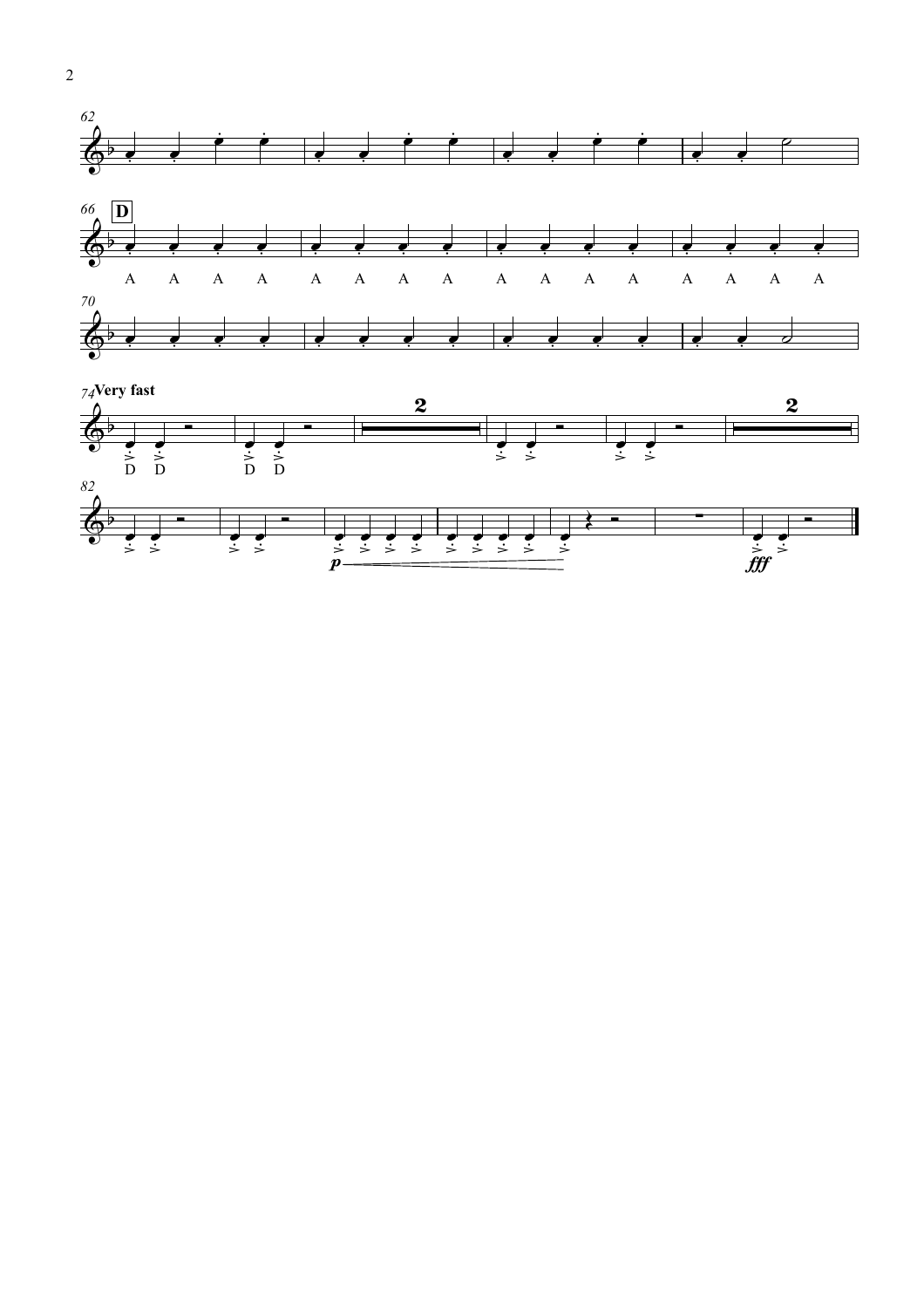62

66 **D**

A A A A A A A A A A A A A A A A

70

74 **Very fast**

D D D D

2

2

82

*p*

*fff*